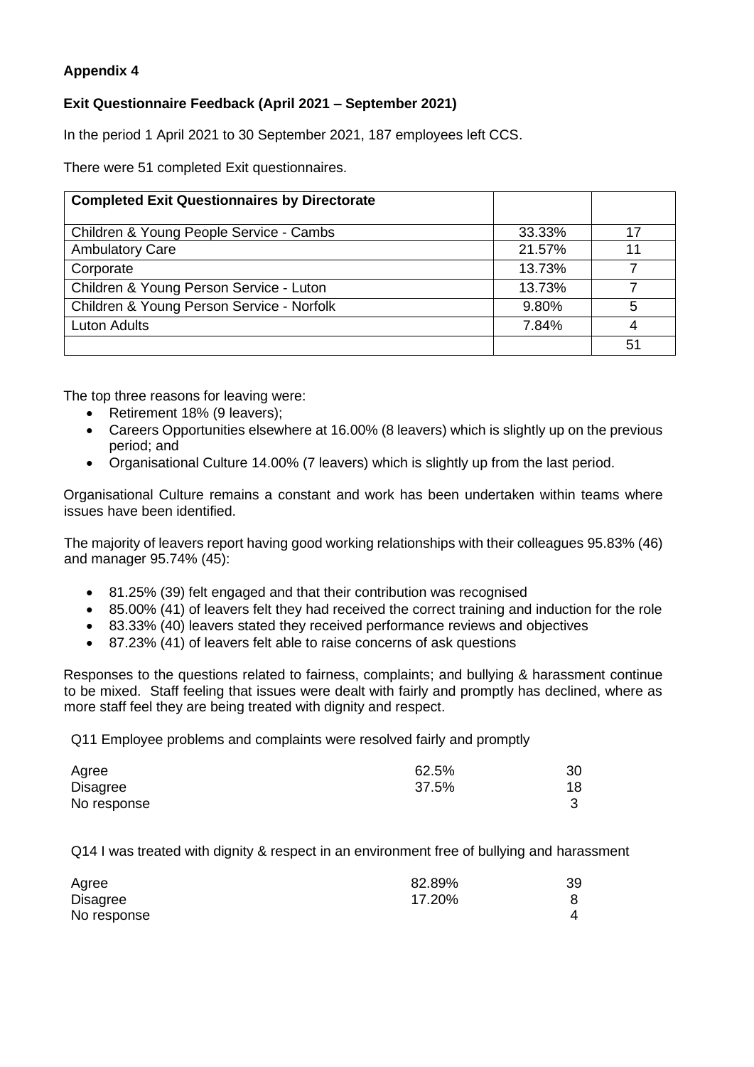**Appendix 4**

**Exit Questionnaire Feedback (April 2021 – September 2021)**

In the period 1 April 2021 to 30 September 2021, 187 employees left CCS.

There were 51 completed Exit questionnaires.

| Completed Exit Questionnaires by Directorate | | |
|---|---|---|
| Children & Young People Service - Cambs | 33.33% | 17 |
| Ambulatory Care | 21.57% | 11 |
| Corporate | 13.73% | 7 |
| Children & Young Person Service - Luton | 13.73% | 7 |
| Children & Young Person Service - Norfolk | 9.80% | 5 |
| Luton Adults | 7.84% | 4 |
| | | 51 |

The top three reasons for leaving were:

- Retirement 18% (9 leavers);
- Careers Opportunities elsewhere at 16.00% (8 leavers) which is slightly up on the previous period; and
- Organisational Culture 14.00% (7 leavers) which is slightly up from the last period.

Organisational Culture remains a constant and work has been undertaken within teams where issues have been identified.

The majority of leavers report having good working relationships with their colleagues 95.83% (46) and manager 95.74% (45):

- 81.25% (39) felt engaged and that their contribution was recognised
- 85.00% (41) of leavers felt they had received the correct training and induction for the role
- 83.33% (40) leavers stated they received performance reviews and objectives
- 87.23% (41) of leavers felt able to raise concerns of ask questions

Responses to the questions related to fairness, complaints; and bullying & harassment continue to be mixed. Staff feeling that issues were dealt with fairly and promptly has declined, where as more staff feel they are being treated with dignity and respect.

Q11 Employee problems and complaints were resolved fairly and promptly

| | | |
|---|---|---|
| Agree | 62.5% | 30 |
| Disagree | 37.5% | 18 |
| No response | | 3 |

Q14 I was treated with dignity & respect in an environment free of bullying and harassment

| | | |
|---|---|---|
| Agree | 82.89% | 39 |
| Disagree | 17.20% | 8 |
| No response | | 4 |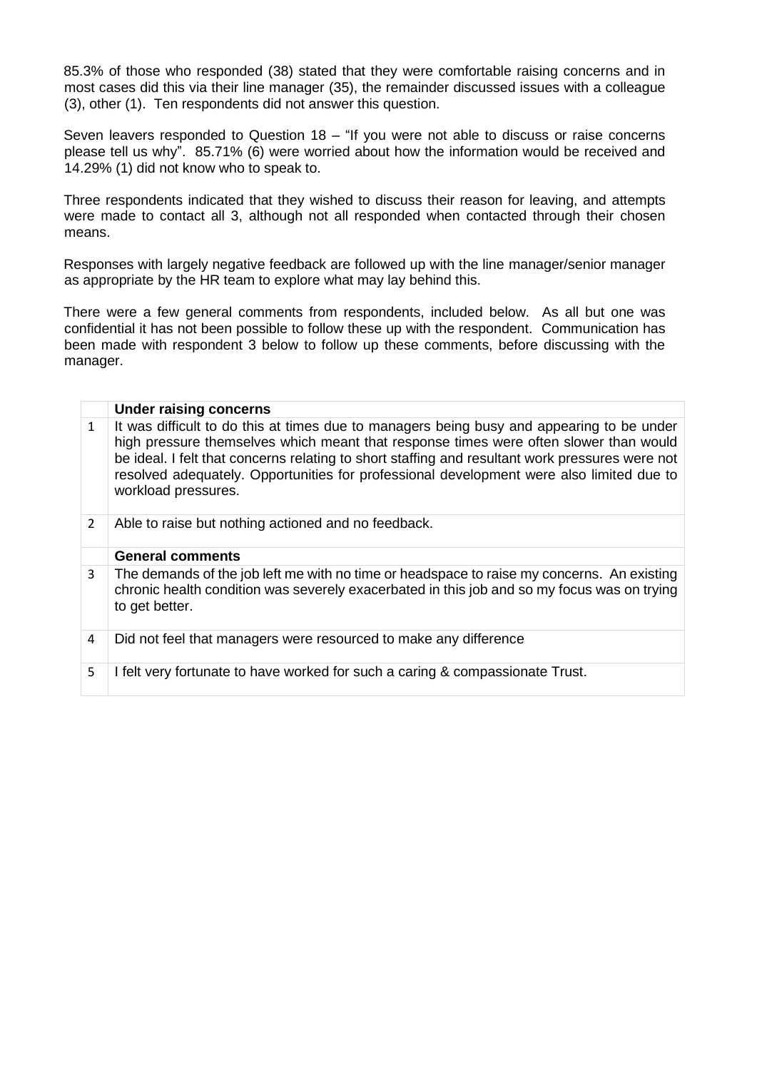85.3% of those who responded (38) stated that they were comfortable raising concerns and in most cases did this via their line manager (35), the remainder discussed issues with a colleague (3), other (1). Ten respondents did not answer this question.

Seven leavers responded to Question 18 – "If you were not able to discuss or raise concerns please tell us why". 85.71% (6) were worried about how the information would be received and 14.29% (1) did not know who to speak to.

Three respondents indicated that they wished to discuss their reason for leaving, and attempts were made to contact all 3, although not all responded when contacted through their chosen means.

Responses with largely negative feedback are followed up with the line manager/senior manager as appropriate by the HR team to explore what may lay behind this.

There were a few general comments from respondents, included below. As all but one was confidential it has not been possible to follow these up with the respondent. Communication has been made with respondent 3 below to follow up these comments, before discussing with the manager.

| | **Under raising concerns** |
|---|---|
| 1 | It was difficult to do this at times due to managers being busy and appearing to be under high pressure themselves which meant that response times were often slower than would be ideal. I felt that concerns relating to short staffing and resultant work pressures were not resolved adequately. Opportunities for professional development were also limited due to workload pressures. |
| 2 | Able to raise but nothing actioned and no feedback. |
| | **General comments** |
| 3 | The demands of the job left me with no time or headspace to raise my concerns. An existing chronic health condition was severely exacerbated in this job and so my focus was on trying to get better. |
| 4 | Did not feel that managers were resourced to make any difference |
| 5 | I felt very fortunate to have worked for such a caring & compassionate Trust. |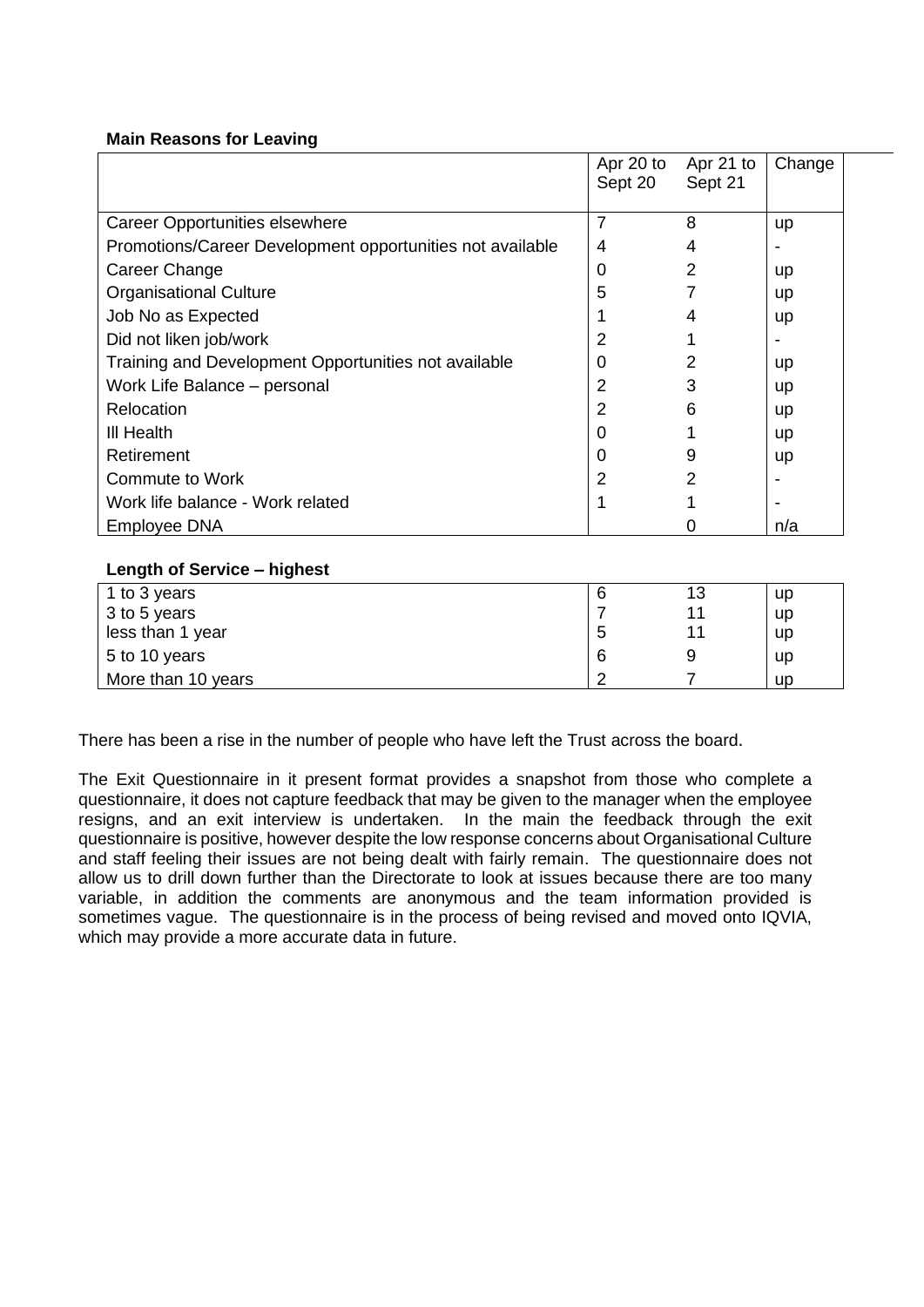**Main Reasons for Leaving**

| | Apr 20 to Sept 20 | Apr 21 to Sept 21 | Change |
|---|---|---|---|
| Career Opportunities elsewhere | 7 | 8 | up |
| Promotions/Career Development opportunities not available | 4 | 4 | - |
| Career Change | 0 | 2 | up |
| Organisational Culture | 5 | 7 | up |
| Job No as Expected | 1 | 4 | up |
| Did not liken job/work | 2 | 1 | - |
| Training and Development Opportunities not available | 0 | 2 | up |
| Work Life Balance – personal | 2 | 3 | up |
| Relocation | 2 | 6 | up |
| Ill Health | 0 | 1 | up |
| Retirement | 0 | 9 | up |
| Commute to Work | 2 | 2 | - |
| Work life balance - Work related | 1 | 1 | - |
| Employee DNA | | 0 | n/a |

**Length of Service – highest**

| | | | |
|---|---|---|---|
| 1 to 3 years | 6 | 13 | up |
| 3 to 5 years | 7 | 11 | up |
| less than 1 year | 5 | 11 | up |
| 5 to 10 years | 6 | 9 | up |
| More than 10 years | 2 | 7 | up |

There has been a rise in the number of people who have left the Trust across the board.

The Exit Questionnaire in it present format provides a snapshot from those who complete a questionnaire, it does not capture feedback that may be given to the manager when the employee resigns, and an exit interview is undertaken. In the main the feedback through the exit questionnaire is positive, however despite the low response concerns about Organisational Culture and staff feeling their issues are not being dealt with fairly remain. The questionnaire does not allow us to drill down further than the Directorate to look at issues because there are too many variable, in addition the comments are anonymous and the team information provided is sometimes vague. The questionnaire is in the process of being revised and moved onto IQVIA, which may provide a more accurate data in future.